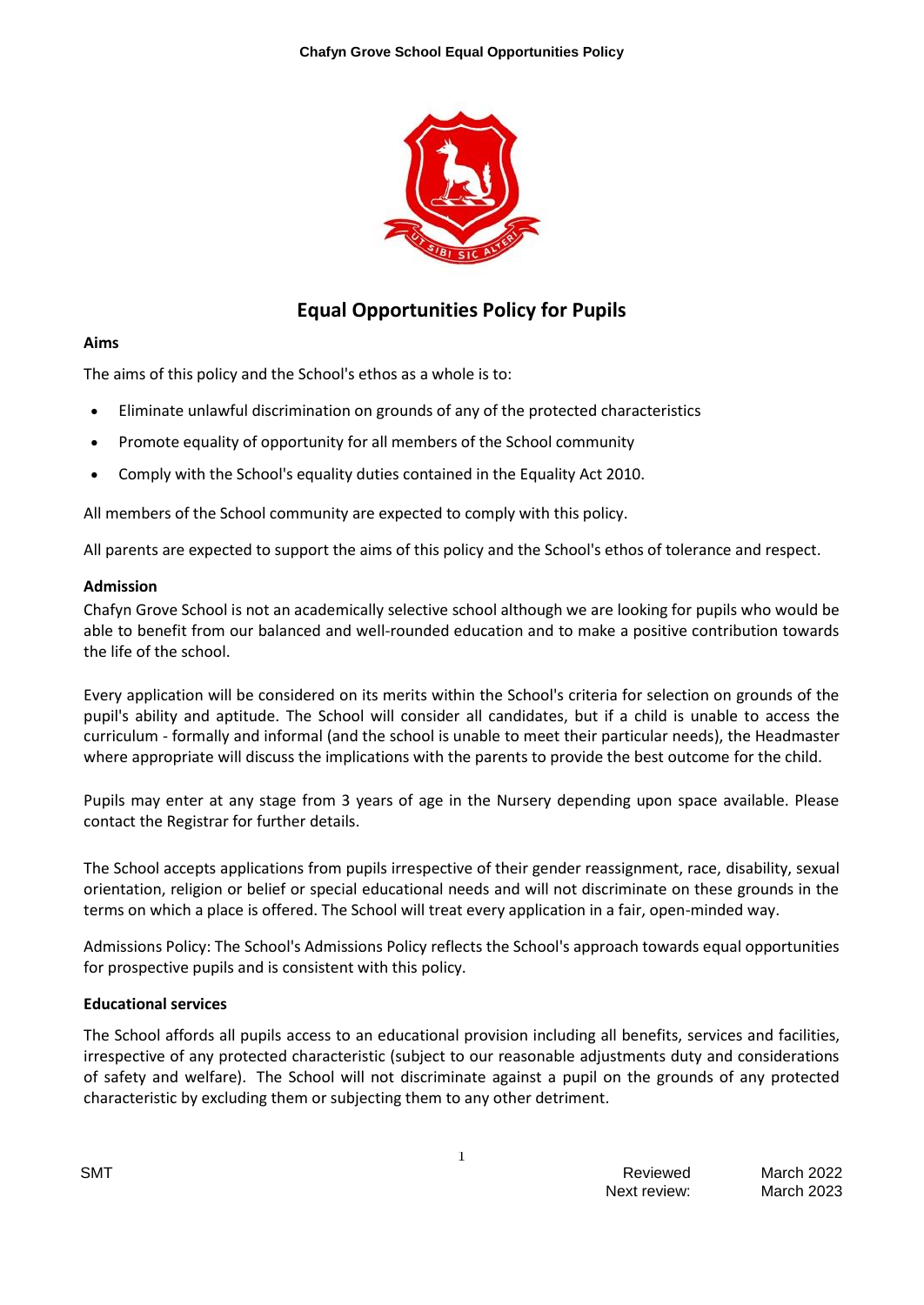# Equal Opportunities Policy for Pupils

**Aims**

The aims of this policy and the School's ethos as a whole is to:

- Eliminate unlawful discrimination on grounds of any of the protected characteristics
- Promote equality of opportunity for all members of the School community
- Comply with the School's equality duties contained in the Equality Act 2010.

All members of the School community are expected to comply with this policy.

All parents are expected to support the aims of this policy and the School's ethos of tolerance and respect.

**Admission**

Chafyn Grove School is not an academically selective school although we are looking for pupils who would be able to benefit from our balanced and well-rounded education and to make a positive contribution towards the life of the school.

Every application will be considered on its merits within the School's criteria for selection on grounds of the pupil's ability and aptitude. The School will consider all candidates, but if a child is unable to access the curriculum - formally and informal (and the school is unable to meet their particular needs), the Headmaster where appropriate will discuss the implications with the parents to provide the best outcome for the child.

Pupils may enter at any stage from 3 years of age in the Nursery depending upon space available. Please contact the Registrar for further details.

The School accepts applications from pupils irrespective of their gender reassignment, race, disability, sexual orientation, religion or belief or special educational needs and will not discriminate on these grounds in the terms on which a place is offered. The School will treat every application in a fair, open-minded way.

Admissions Policy: The School's Admissions Policy reflects the School's approach towards equal opportunities for prospective pupils and is consistent with this policy.

**Educational services**

The School affords all pupils access to an educational provision including all benefits, services and facilities, irrespective of any protected characteristic (subject to our reasonable adjustments duty and considerations of safety and welfare). The School will not discriminate against a pupil on the grounds of any protected characteristic by excluding them or subjecting them to any other detriment.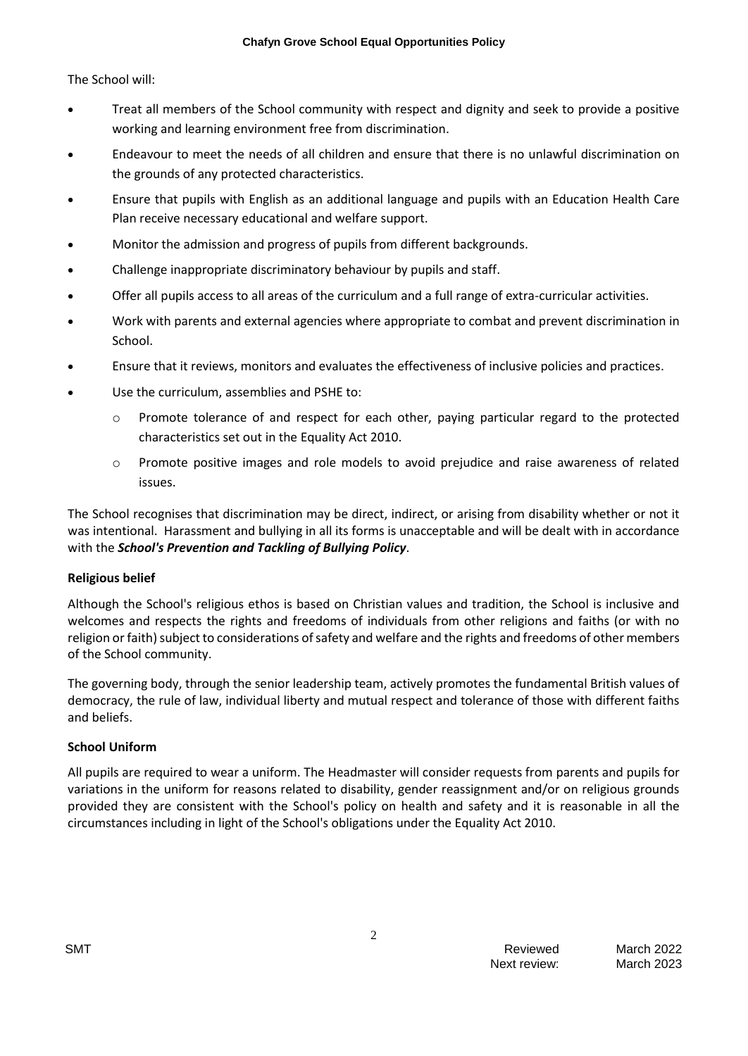The School will:

- Treat all members of the School community with respect and dignity and seek to provide a positive working and learning environment free from discrimination.
- Endeavour to meet the needs of all children and ensure that there is no unlawful discrimination on the grounds of any protected characteristics.
- Ensure that pupils with English as an additional language and pupils with an Education Health Care Plan receive necessary educational and welfare support.
- Monitor the admission and progress of pupils from different backgrounds.
- Challenge inappropriate discriminatory behaviour by pupils and staff.
- Offer all pupils access to all areas of the curriculum and a full range of extra-curricular activities.
- Work with parents and external agencies where appropriate to combat and prevent discrimination in School.
- Ensure that it reviews, monitors and evaluates the effectiveness of inclusive policies and practices.
- Use the curriculum, assemblies and PSHE to:
  - Promote tolerance of and respect for each other, paying particular regard to the protected characteristics set out in the Equality Act 2010.
  - Promote positive images and role models to avoid prejudice and raise awareness of related issues.

The School recognises that discrimination may be direct, indirect, or arising from disability whether or not it was intentional. Harassment and bullying in all its forms is unacceptable and will be dealt with in accordance with the ***School's Prevention and Tackling of Bullying Policy***.

**Religious belief**

Although the School's religious ethos is based on Christian values and tradition, the School is inclusive and welcomes and respects the rights and freedoms of individuals from other religions and faiths (or with no religion or faith) subject to considerations of safety and welfare and the rights and freedoms of other members of the School community.

The governing body, through the senior leadership team, actively promotes the fundamental British values of democracy, the rule of law, individual liberty and mutual respect and tolerance of those with different faiths and beliefs.

**School Uniform**

All pupils are required to wear a uniform. The Headmaster will consider requests from parents and pupils for variations in the uniform for reasons related to disability, gender reassignment and/or on religious grounds provided they are consistent with the School's policy on health and safety and it is reasonable in all the circumstances including in light of the School's obligations under the Equality Act 2010.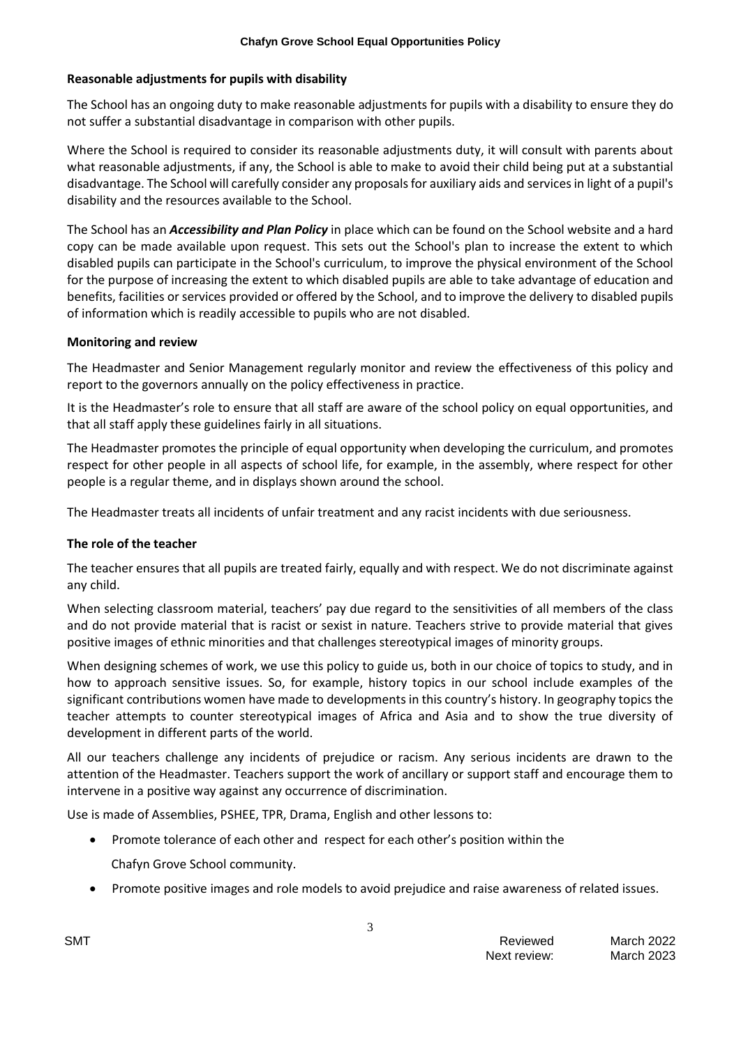### Reasonable adjustments for pupils with disability

The School has an ongoing duty to make reasonable adjustments for pupils with a disability to ensure they do not suffer a substantial disadvantage in comparison with other pupils.

Where the School is required to consider its reasonable adjustments duty, it will consult with parents about what reasonable adjustments, if any, the School is able to make to avoid their child being put at a substantial disadvantage. The School will carefully consider any proposals for auxiliary aids and services in light of a pupil's disability and the resources available to the School.

The School has an ***Accessibility and Plan Policy*** in place which can be found on the School website and a hard copy can be made available upon request. This sets out the School's plan to increase the extent to which disabled pupils can participate in the School's curriculum, to improve the physical environment of the School for the purpose of increasing the extent to which disabled pupils are able to take advantage of education and benefits, facilities or services provided or offered by the School, and to improve the delivery to disabled pupils of information which is readily accessible to pupils who are not disabled.

### Monitoring and review

The Headmaster and Senior Management regularly monitor and review the effectiveness of this policy and report to the governors annually on the policy effectiveness in practice.

It is the Headmaster's role to ensure that all staff are aware of the school policy on equal opportunities, and that all staff apply these guidelines fairly in all situations.

The Headmaster promotes the principle of equal opportunity when developing the curriculum, and promotes respect for other people in all aspects of school life, for example, in the assembly, where respect for other people is a regular theme, and in displays shown around the school.

The Headmaster treats all incidents of unfair treatment and any racist incidents with due seriousness.

### The role of the teacher

The teacher ensures that all pupils are treated fairly, equally and with respect. We do not discriminate against any child.

When selecting classroom material, teachers' pay due regard to the sensitivities of all members of the class and do not provide material that is racist or sexist in nature. Teachers strive to provide material that gives positive images of ethnic minorities and that challenges stereotypical images of minority groups.

When designing schemes of work, we use this policy to guide us, both in our choice of topics to study, and in how to approach sensitive issues. So, for example, history topics in our school include examples of the significant contributions women have made to developments in this country's history. In geography topics the teacher attempts to counter stereotypical images of Africa and Asia and to show the true diversity of development in different parts of the world.

All our teachers challenge any incidents of prejudice or racism. Any serious incidents are drawn to the attention of the Headmaster. Teachers support the work of ancillary or support staff and encourage them to intervene in a positive way against any occurrence of discrimination.

Use is made of Assemblies, PSHEE, TPR, Drama, English and other lessons to:

- Promote tolerance of each other and respect for each other's position within the Chafyn Grove School community.
- Promote positive images and role models to avoid prejudice and raise awareness of related issues.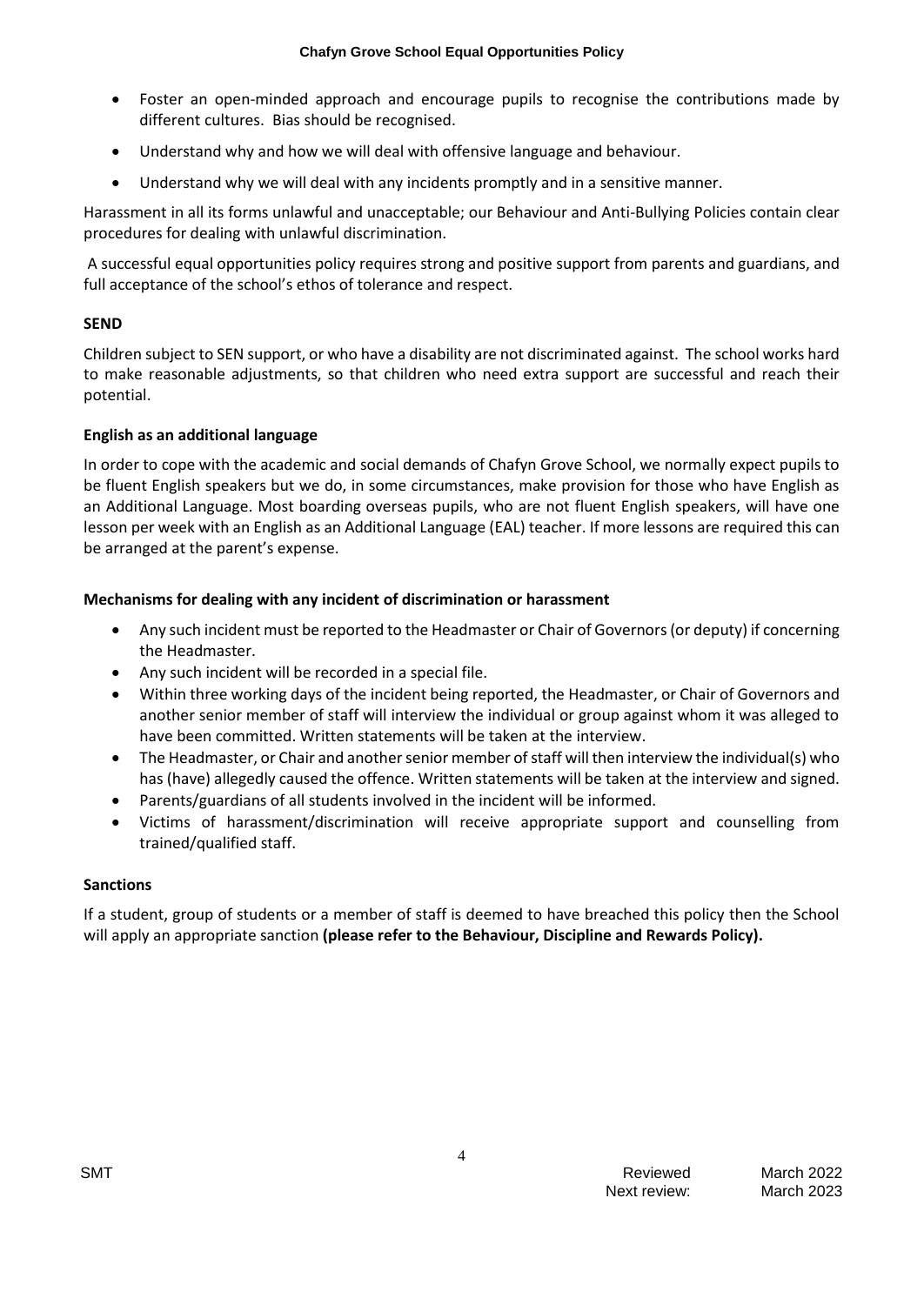- Foster an open-minded approach and encourage pupils to recognise the contributions made by different cultures. Bias should be recognised.
- Understand why and how we will deal with offensive language and behaviour.
- Understand why we will deal with any incidents promptly and in a sensitive manner.

Harassment in all its forms unlawful and unacceptable; our Behaviour and Anti-Bullying Policies contain clear procedures for dealing with unlawful discrimination.

A successful equal opportunities policy requires strong and positive support from parents and guardians, and full acceptance of the school's ethos of tolerance and respect.

**SEND**

Children subject to SEN support, or who have a disability are not discriminated against. The school works hard to make reasonable adjustments, so that children who need extra support are successful and reach their potential.

**English as an additional language**

In order to cope with the academic and social demands of Chafyn Grove School, we normally expect pupils to be fluent English speakers but we do, in some circumstances, make provision for those who have English as an Additional Language. Most boarding overseas pupils, who are not fluent English speakers, will have one lesson per week with an English as an Additional Language (EAL) teacher. If more lessons are required this can be arranged at the parent's expense.

**Mechanisms for dealing with any incident of discrimination or harassment**

- Any such incident must be reported to the Headmaster or Chair of Governors (or deputy) if concerning the Headmaster.
- Any such incident will be recorded in a special file.
- Within three working days of the incident being reported, the Headmaster, or Chair of Governors and another senior member of staff will interview the individual or group against whom it was alleged to have been committed. Written statements will be taken at the interview.
- The Headmaster, or Chair and another senior member of staff will then interview the individual(s) who has (have) allegedly caused the offence. Written statements will be taken at the interview and signed.
- Parents/guardians of all students involved in the incident will be informed.
- Victims of harassment/discrimination will receive appropriate support and counselling from trained/qualified staff.

**Sanctions**

If a student, group of students or a member of staff is deemed to have breached this policy then the School will apply an appropriate sanction **(please refer to the Behaviour, Discipline and Rewards Policy).**

SMT

Reviewed March 2022
Next review: March 2023